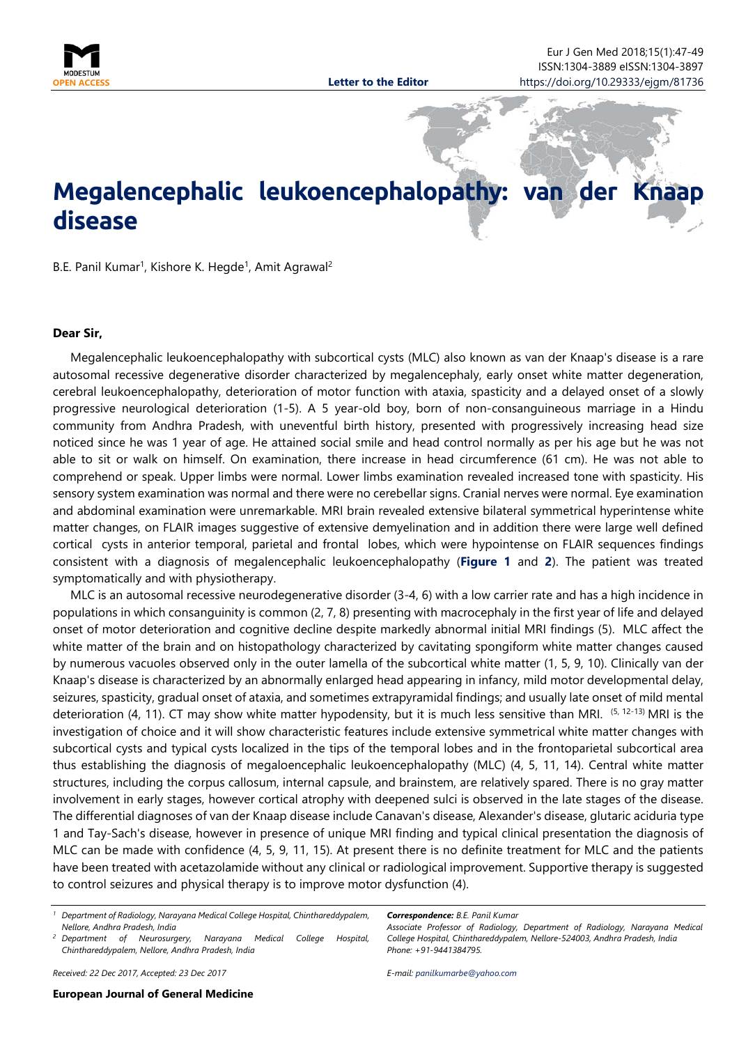Letter to the Editor

# Megalencephalic leukoencephalopathy: van der Knaap disease

B.E. Panil Kumar[1], Kishore K. Hegde[1], Amit Agrawal[2]

**Dear Sir,**

Megalencephalic leukoencephalopathy with subcortical cysts (MLC) also known as van der Knaap's disease is a rare autosomal recessive degenerative disorder characterized by megalencephaly, early onset white matter degeneration, cerebral leukoencephalopathy, deterioration of motor function with ataxia, spasticity and a delayed onset of a slowly progressive neurological deterioration (1-5). A 5 year-old boy, born of non-consanguineous marriage in a Hindu community from Andhra Pradesh, with uneventful birth history, presented with progressively increasing head size noticed since he was 1 year of age. He attained social smile and head control normally as per his age but he was not able to sit or walk on himself. On examination, there increase in head circumference (61 cm). He was not able to comprehend or speak. Upper limbs were normal. Lower limbs examination revealed increased tone with spasticity. His sensory system examination was normal and there were no cerebellar signs. Cranial nerves were normal. Eye examination and abdominal examination were unremarkable. MRI brain revealed extensive bilateral symmetrical hyperintense white matter changes, on FLAIR images suggestive of extensive demyelination and in addition there were large well defined cortical cysts in anterior temporal, parietal and frontal lobes, which were hypointense on FLAIR sequences findings consistent with a diagnosis of megalencephalic leukoencephalopathy (**Figure 1** and **2**). The patient was treated symptomatically and with physiotherapy.

MLC is an autosomal recessive neurodegenerative disorder (3-4, 6) with a low carrier rate and has a high incidence in populations in which consanguinity is common (2, 7, 8) presenting with macrocephaly in the first year of life and delayed onset of motor deterioration and cognitive decline despite markedly abnormal initial MRI findings (5). MLC affect the white matter of the brain and on histopathology characterized by cavitating spongiform white matter changes caused by numerous vacuoles observed only in the outer lamella of the subcortical white matter (1, 5, 9, 10). Clinically van der Knaap's disease is characterized by an abnormally enlarged head appearing in infancy, mild motor developmental delay, seizures, spasticity, gradual onset of ataxia, and sometimes extrapyramidal findings; and usually late onset of mild mental deterioration (4, 11). CT may show white matter hypodensity, but it is much less sensitive than MRI. [5, 12-13] MRI is the investigation of choice and it will show characteristic features include extensive symmetrical white matter changes with subcortical cysts and typical cysts localized in the tips of the temporal lobes and in the frontoparietal subcortical area thus establishing the diagnosis of megaloencephalic leukoencephalopathy (MLC) (4, 5, 11, 14). Central white matter structures, including the corpus callosum, internal capsule, and brainstem, are relatively spared. There is no gray matter involvement in early stages, however cortical atrophy with deepened sulci is observed in the late stages of the disease. The differential diagnoses of van der Knaap disease include Canavan's disease, Alexander's disease, glutaric aciduria type 1 and Tay-Sach's disease, however in presence of unique MRI finding and typical clinical presentation the diagnosis of MLC can be made with confidence (4, 5, 9, 11, 15). At present there is no definite treatment for MLC and the patients have been treated with acetazolamide without any clinical or radiological improvement. Supportive therapy is suggested to control seizures and physical therapy is to improve motor dysfunction (4).

[1] *Department of Radiology, Narayana Medical College Hospital, Chinthareddypalem, Nellore, Andhra Pradesh, India*

[2] *Department of Neurosurgery, Narayana Medical College Hospital, Chinthareddypalem, Nellore, Andhra Pradesh, India*

*Received: 22 Dec 2017, Accepted: 23 Dec 2017*

***Correspondence:*** *B.E. Panil Kumar*
*Associate Professor of Radiology, Department of Radiology, Narayana Medical College Hospital, Chinthareddypalem, Nellore-524003, Andhra Pradesh, India*
*Phone: +91-9441384795.*

*E-mail: panilkumarbe@yahoo.com*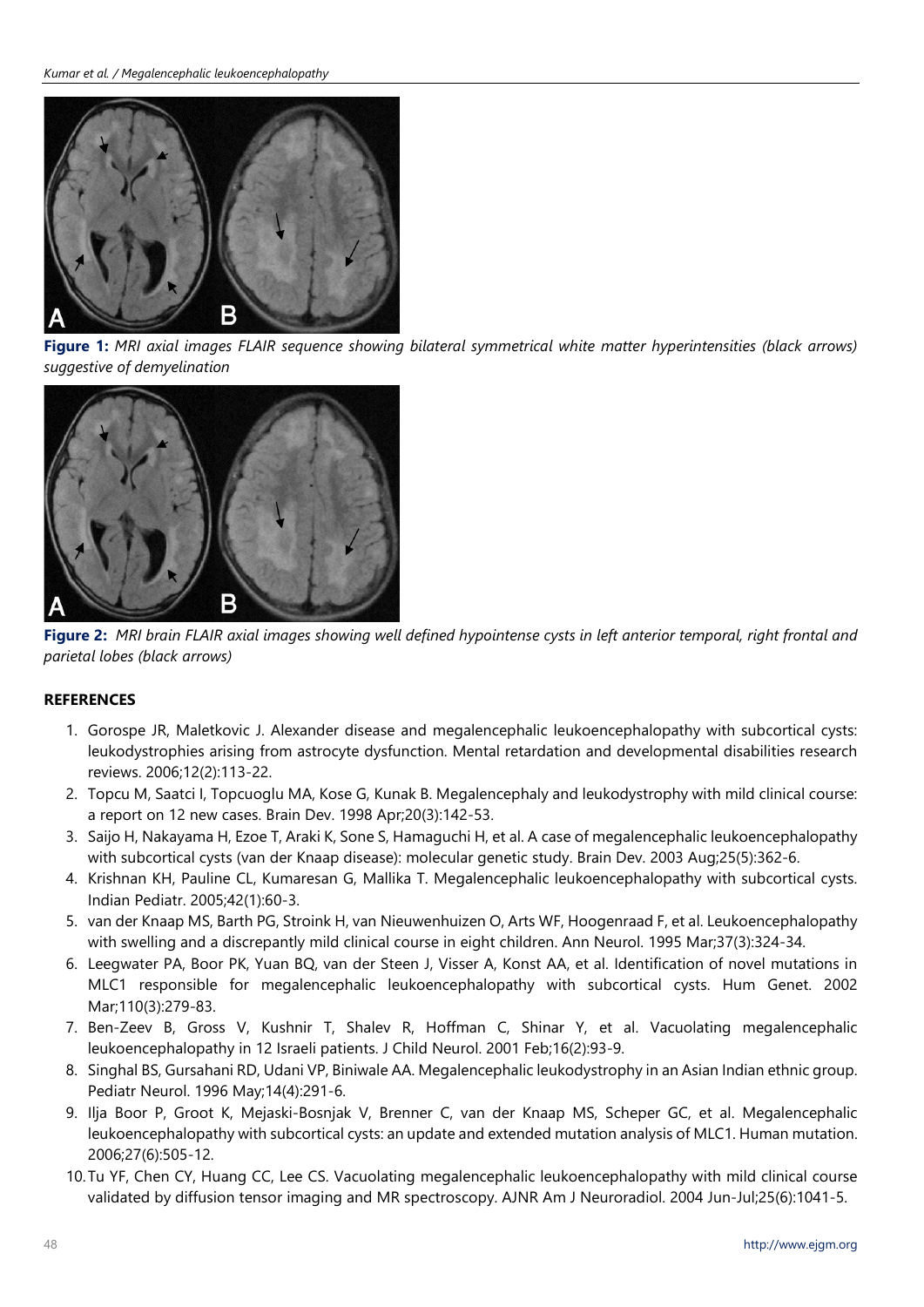**Figure 1:** *MRI axial images FLAIR sequence showing bilateral symmetrical white matter hyperintensities (black arrows) suggestive of demyelination*

**Figure 2:** *MRI brain FLAIR axial images showing well defined hypointense cysts in left anterior temporal, right frontal and parietal lobes (black arrows)*

**REFERENCES**

1. Gorospe JR, Maletkovic J. Alexander disease and megalencephalic leukoencephalopathy with subcortical cysts: leukodystrophies arising from astrocyte dysfunction. Mental retardation and developmental disabilities research reviews. 2006;12(2):113-22.
2. Topcu M, Saatci I, Topcuoglu MA, Kose G, Kunak B. Megalencephaly and leukodystrophy with mild clinical course: a report on 12 new cases. Brain Dev. 1998 Apr;20(3):142-53.
3. Saijo H, Nakayama H, Ezoe T, Araki K, Sone S, Hamaguchi H, et al. A case of megalencephalic leukoencephalopathy with subcortical cysts (van der Knaap disease): molecular genetic study. Brain Dev. 2003 Aug;25(5):362-6.
4. Krishnan KH, Pauline CL, Kumaresan G, Mallika T. Megalencephalic leukoencephalopathy with subcortical cysts. Indian Pediatr. 2005;42(1):60-3.
5. van der Knaap MS, Barth PG, Stroink H, van Nieuwenhuizen O, Arts WF, Hoogenraad F, et al. Leukoencephalopathy with swelling and a discrepantly mild clinical course in eight children. Ann Neurol. 1995 Mar;37(3):324-34.
6. Leegwater PA, Boor PK, Yuan BQ, van der Steen J, Visser A, Konst AA, et al. Identification of novel mutations in MLC1 responsible for megalencephalic leukoencephalopathy with subcortical cysts. Hum Genet. 2002 Mar;110(3):279-83.
7. Ben-Zeev B, Gross V, Kushnir T, Shalev R, Hoffman C, Shinar Y, et al. Vacuolating megalencephalic leukoencephalopathy in 12 Israeli patients. J Child Neurol. 2001 Feb;16(2):93-9.
8. Singhal BS, Gursahani RD, Udani VP, Biniwale AA. Megalencephalic leukodystrophy in an Asian Indian ethnic group. Pediatr Neurol. 1996 May;14(4):291-6.
9. Ilja Boor P, Groot K, Mejaski-Bosnjak V, Brenner C, van der Knaap MS, Scheper GC, et al. Megalencephalic leukoencephalopathy with subcortical cysts: an update and extended mutation analysis of MLC1. Human mutation. 2006;27(6):505-12.
10. Tu YF, Chen CY, Huang CC, Lee CS. Vacuolating megalencephalic leukoencephalopathy with mild clinical course validated by diffusion tensor imaging and MR spectroscopy. AJNR Am J Neuroradiol. 2004 Jun-Jul;25(6):1041-5.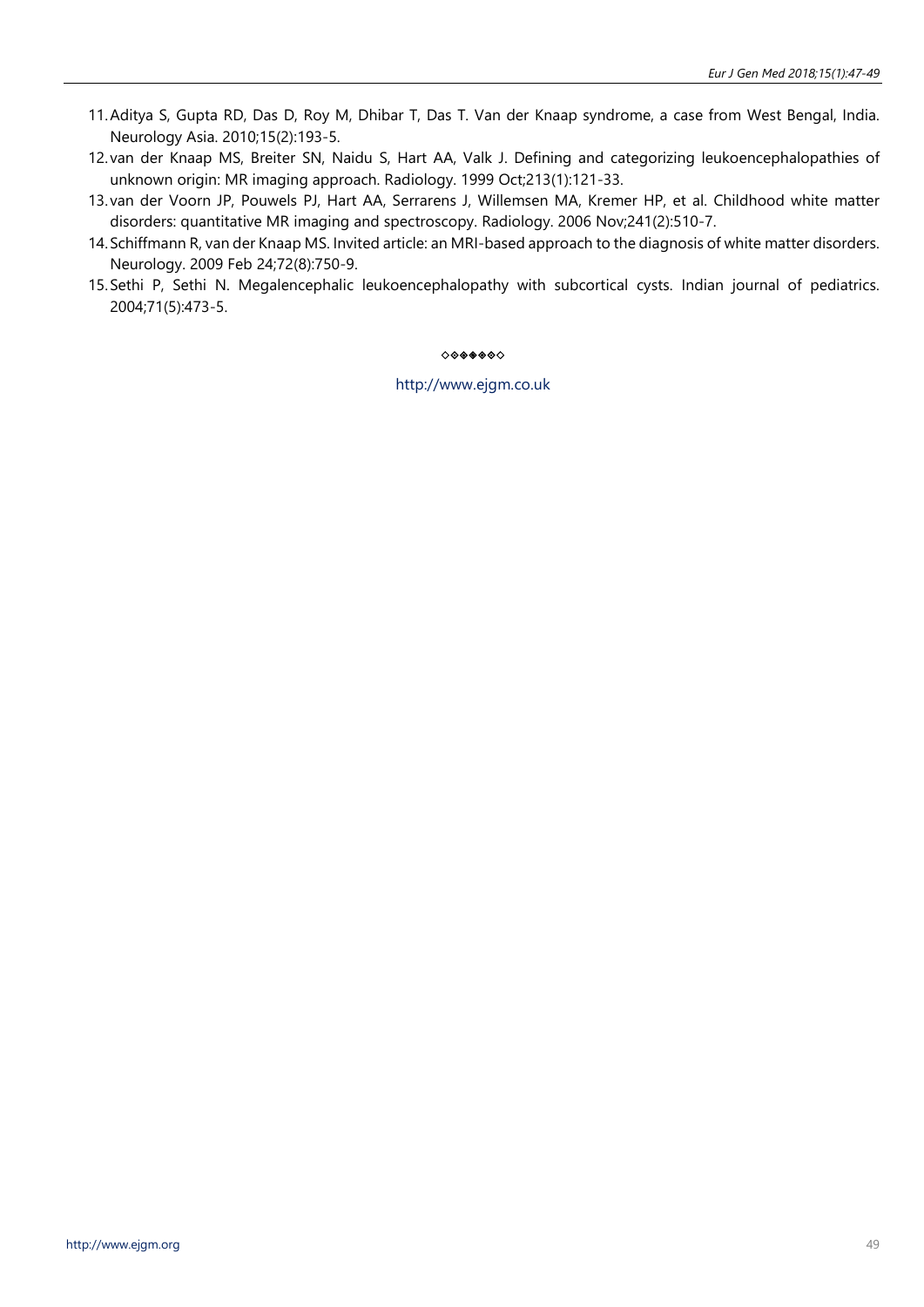11. Aditya S, Gupta RD, Das D, Roy M, Dhibar T, Das T. Van der Knaap syndrome, a case from West Bengal, India. Neurology Asia. 2010;15(2):193-5.
12. van der Knaap MS, Breiter SN, Naidu S, Hart AA, Valk J. Defining and categorizing leukoencephalopathies of unknown origin: MR imaging approach. Radiology. 1999 Oct;213(1):121-33.
13. van der Voorn JP, Pouwels PJ, Hart AA, Serrarens J, Willemsen MA, Kremer HP, et al. Childhood white matter disorders: quantitative MR imaging and spectroscopy. Radiology. 2006 Nov;241(2):510-7.
14. Schiffmann R, van der Knaap MS. Invited article: an MRI-based approach to the diagnosis of white matter disorders. Neurology. 2009 Feb 24;72(8):750-9.
15. Sethi P, Sethi N. Megalencephalic leukoencephalopathy with subcortical cysts. Indian journal of pediatrics. 2004;71(5):473-5.

◇◈◈◈◈◈◇

http://www.ejgm.co.uk